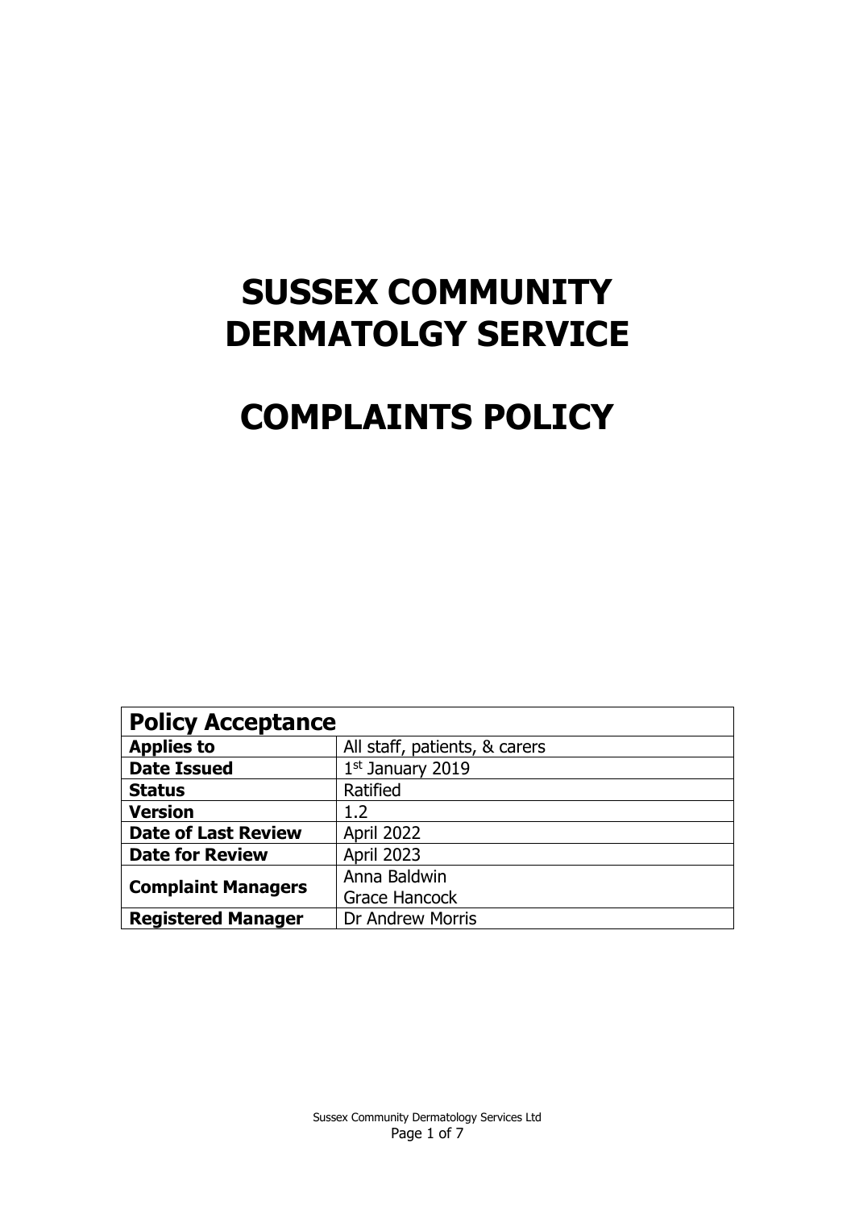# SUSSEX COMMUNITY DERMATOLGY SERVICE

# COMPLAINTS POLICY

| **Policy Acceptance** | |
|---|---|
| **Applies to** | All staff, patients, & carers |
| **Date Issued** | 1st January 2019 |
| **Status** | Ratified |
| **Version** | 1.2 |
| **Date of Last Review** | April 2022 |
| **Date for Review** | April 2023 |
| **Complaint Managers** | Anna Baldwin<br>Grace Hancock |
| **Registered Manager** | Dr Andrew Morris |

Sussex Community Dermatology Services Ltd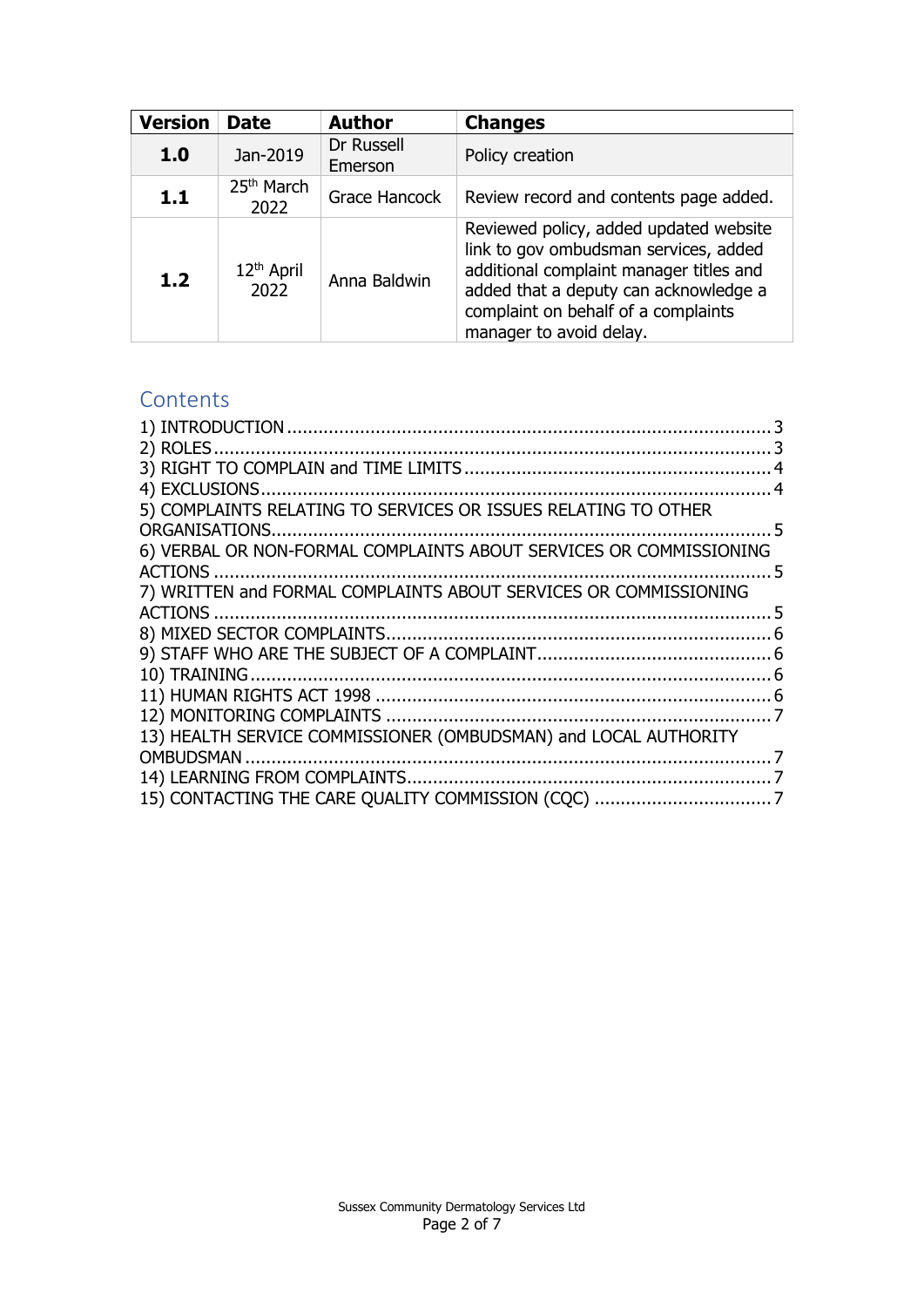| Version | Date | Author | Changes |
|---|---|---|---|
| **1.0** | Jan-2019 | Dr Russell Emerson | Policy creation |
| **1.1** | 25th March 2022 | Grace Hancock | Review record and contents page added. |
| **1.2** | 12th April 2022 | Anna Baldwin | Reviewed policy, added updated website link to gov ombudsman services, added additional complaint manager titles and added that a deputy can acknowledge a complaint on behalf of a complaints manager to avoid delay. |

## Contents

1) INTRODUCTION ........ 3
2) ROLES ........ 3
3) RIGHT TO COMPLAIN and TIME LIMITS ........ 4
4) EXCLUSIONS ........ 4
5) COMPLAINTS RELATING TO SERVICES OR ISSUES RELATING TO OTHER ORGANISATIONS ........ 5
6) VERBAL OR NON-FORMAL COMPLAINTS ABOUT SERVICES OR COMMISSIONING ACTIONS ........ 5
7) WRITTEN and FORMAL COMPLAINTS ABOUT SERVICES OR COMMISSIONING ACTIONS ........ 5
8) MIXED SECTOR COMPLAINTS ........ 6
9) STAFF WHO ARE THE SUBJECT OF A COMPLAINT ........ 6
10) TRAINING ........ 6
11) HUMAN RIGHTS ACT 1998 ........ 6
12) MONITORING COMPLAINTS ........ 7
13) HEALTH SERVICE COMMISSIONER (OMBUDSMAN) and LOCAL AUTHORITY OMBUDSMAN ........ 7
14) LEARNING FROM COMPLAINTS ........ 7
15) CONTACTING THE CARE QUALITY COMMISSION (CQC) ........ 7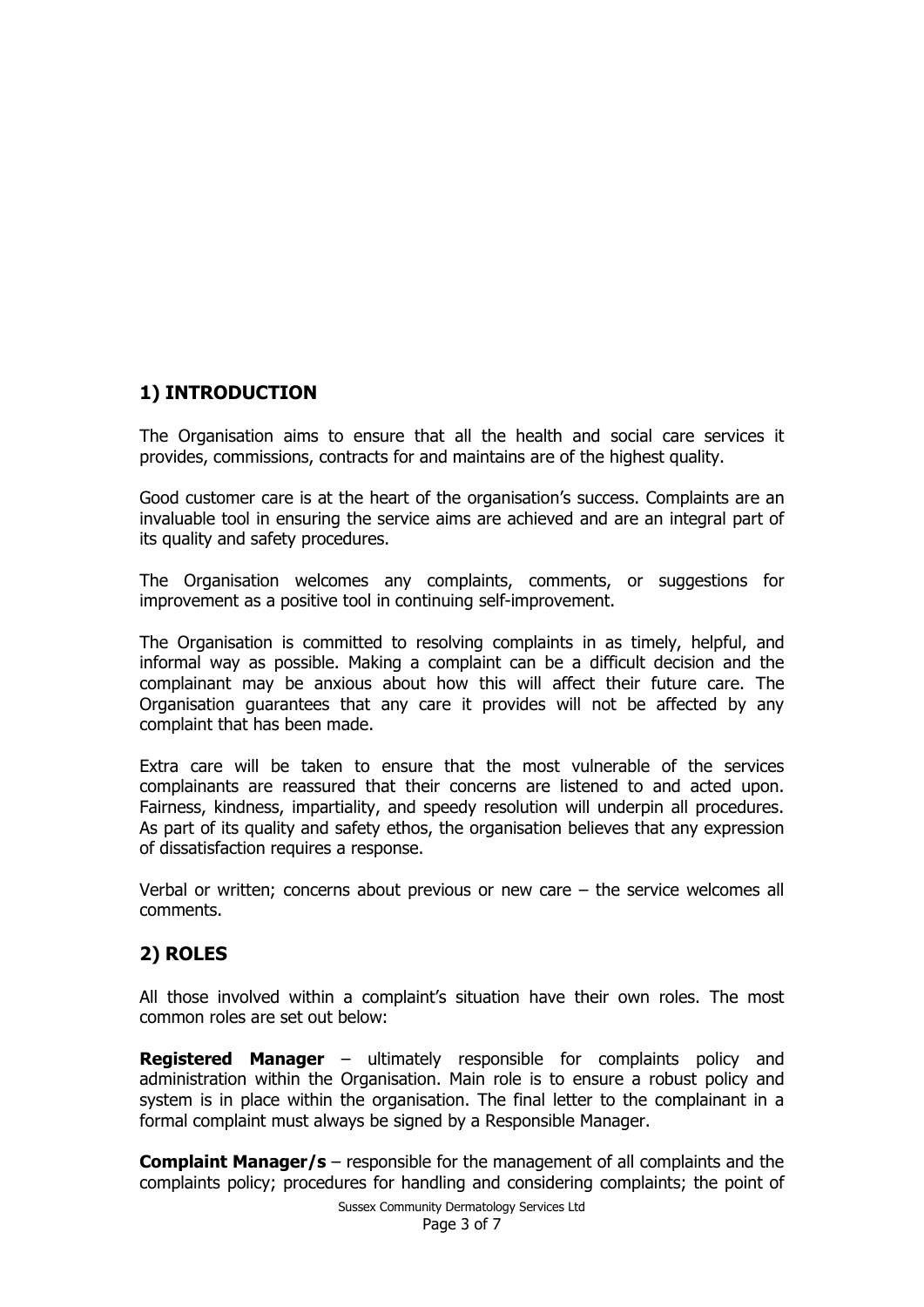## 1) INTRODUCTION

The Organisation aims to ensure that all the health and social care services it provides, commissions, contracts for and maintains are of the highest quality.

Good customer care is at the heart of the organisation's success. Complaints are an invaluable tool in ensuring the service aims are achieved and are an integral part of its quality and safety procedures.

The Organisation welcomes any complaints, comments, or suggestions for improvement as a positive tool in continuing self-improvement.

The Organisation is committed to resolving complaints in as timely, helpful, and informal way as possible. Making a complaint can be a difficult decision and the complainant may be anxious about how this will affect their future care. The Organisation guarantees that any care it provides will not be affected by any complaint that has been made.

Extra care will be taken to ensure that the most vulnerable of the services complainants are reassured that their concerns are listened to and acted upon. Fairness, kindness, impartiality, and speedy resolution will underpin all procedures. As part of its quality and safety ethos, the organisation believes that any expression of dissatisfaction requires a response.

Verbal or written; concerns about previous or new care – the service welcomes all comments.

## 2) ROLES

All those involved within a complaint's situation have their own roles. The most common roles are set out below:

**Registered Manager** – ultimately responsible for complaints policy and administration within the Organisation. Main role is to ensure a robust policy and system is in place within the organisation. The final letter to the complainant in a formal complaint must always be signed by a Responsible Manager.

**Complaint Manager/s** – responsible for the management of all complaints and the complaints policy; procedures for handling and considering complaints; the point of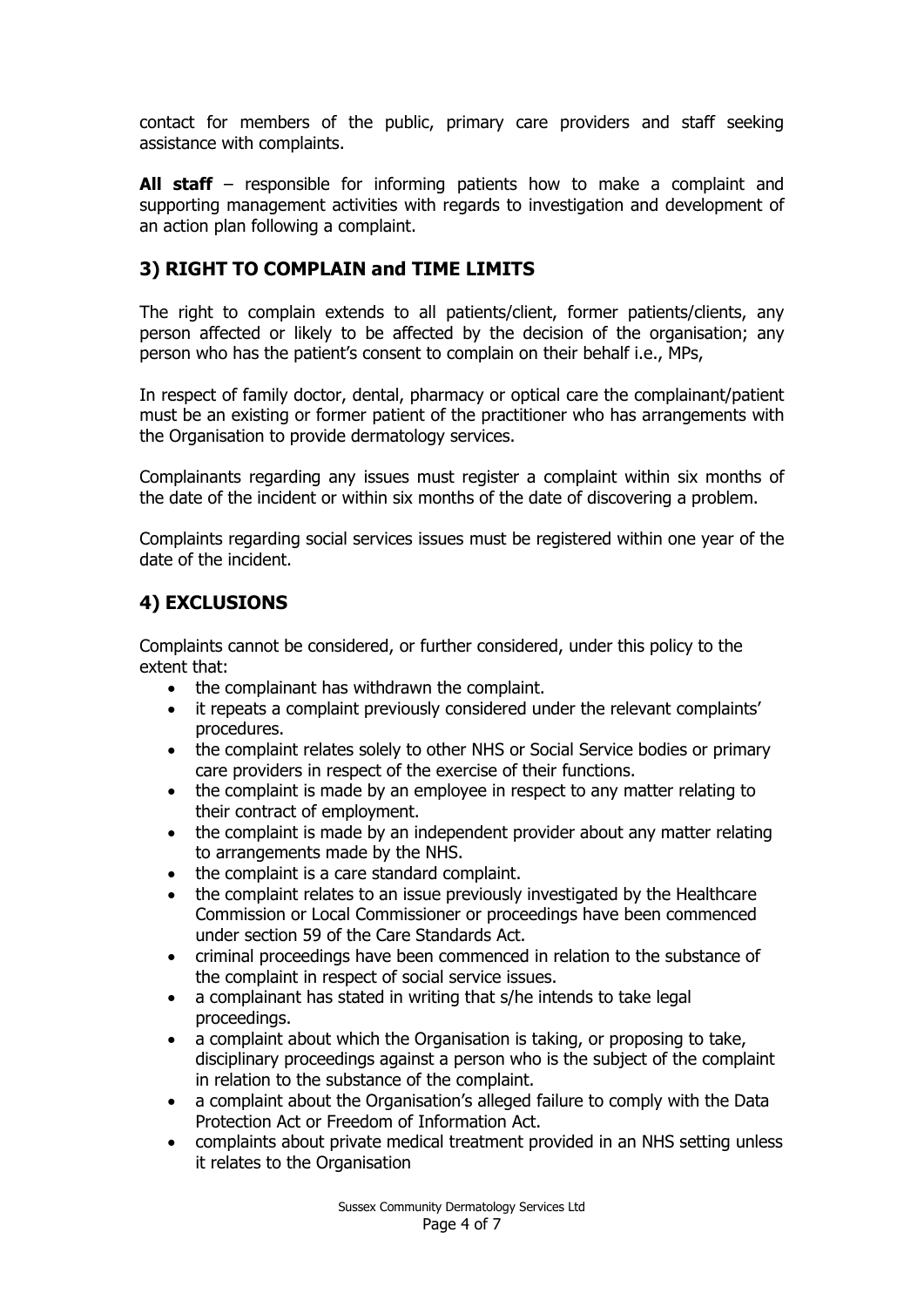contact for members of the public, primary care providers and staff seeking assistance with complaints.

**All staff** – responsible for informing patients how to make a complaint and supporting management activities with regards to investigation and development of an action plan following a complaint.

## 3) RIGHT TO COMPLAIN and TIME LIMITS

The right to complain extends to all patients/client, former patients/clients, any person affected or likely to be affected by the decision of the organisation; any person who has the patient's consent to complain on their behalf i.e., MPs,

In respect of family doctor, dental, pharmacy or optical care the complainant/patient must be an existing or former patient of the practitioner who has arrangements with the Organisation to provide dermatology services.

Complainants regarding any issues must register a complaint within six months of the date of the incident or within six months of the date of discovering a problem.

Complaints regarding social services issues must be registered within one year of the date of the incident.

## 4) EXCLUSIONS

Complaints cannot be considered, or further considered, under this policy to the extent that:

- the complainant has withdrawn the complaint.
- it repeats a complaint previously considered under the relevant complaints' procedures.
- the complaint relates solely to other NHS or Social Service bodies or primary care providers in respect of the exercise of their functions.
- the complaint is made by an employee in respect to any matter relating to their contract of employment.
- the complaint is made by an independent provider about any matter relating to arrangements made by the NHS.
- the complaint is a care standard complaint.
- the complaint relates to an issue previously investigated by the Healthcare Commission or Local Commissioner or proceedings have been commenced under section 59 of the Care Standards Act.
- criminal proceedings have been commenced in relation to the substance of the complaint in respect of social service issues.
- a complainant has stated in writing that s/he intends to take legal proceedings.
- a complaint about which the Organisation is taking, or proposing to take, disciplinary proceedings against a person who is the subject of the complaint in relation to the substance of the complaint.
- a complaint about the Organisation's alleged failure to comply with the Data Protection Act or Freedom of Information Act.
- complaints about private medical treatment provided in an NHS setting unless it relates to the Organisation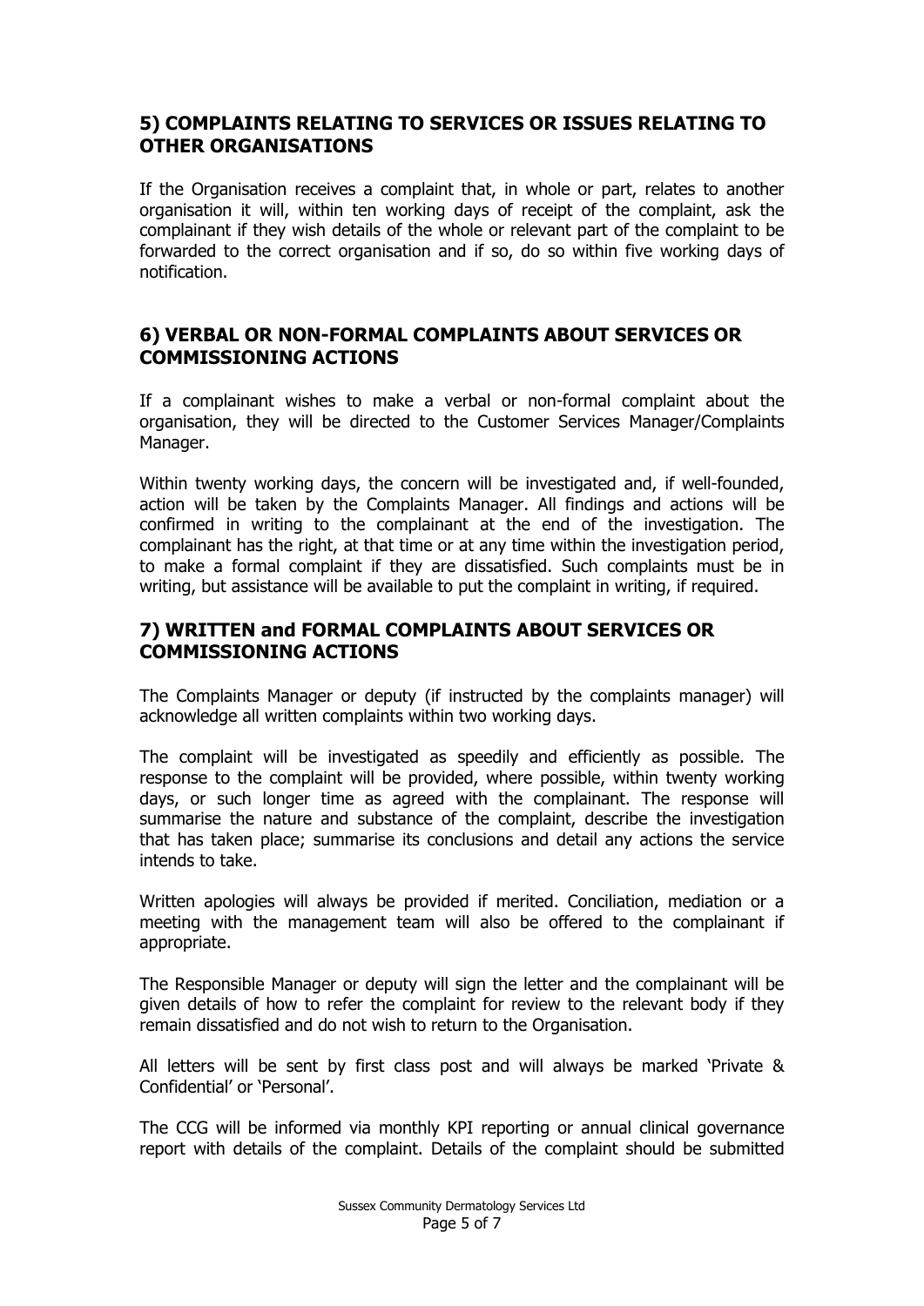## 5) COMPLAINTS RELATING TO SERVICES OR ISSUES RELATING TO OTHER ORGANISATIONS

If the Organisation receives a complaint that, in whole or part, relates to another organisation it will, within ten working days of receipt of the complaint, ask the complainant if they wish details of the whole or relevant part of the complaint to be forwarded to the correct organisation and if so, do so within five working days of notification.

## 6) VERBAL OR NON-FORMAL COMPLAINTS ABOUT SERVICES OR COMMISSIONING ACTIONS

If a complainant wishes to make a verbal or non-formal complaint about the organisation, they will be directed to the Customer Services Manager/Complaints Manager.

Within twenty working days, the concern will be investigated and, if well-founded, action will be taken by the Complaints Manager. All findings and actions will be confirmed in writing to the complainant at the end of the investigation. The complainant has the right, at that time or at any time within the investigation period, to make a formal complaint if they are dissatisfied. Such complaints must be in writing, but assistance will be available to put the complaint in writing, if required.

## 7) WRITTEN and FORMAL COMPLAINTS ABOUT SERVICES OR COMMISSIONING ACTIONS

The Complaints Manager or deputy (if instructed by the complaints manager) will acknowledge all written complaints within two working days.

The complaint will be investigated as speedily and efficiently as possible. The response to the complaint will be provided, where possible, within twenty working days, or such longer time as agreed with the complainant. The response will summarise the nature and substance of the complaint, describe the investigation that has taken place; summarise its conclusions and detail any actions the service intends to take.

Written apologies will always be provided if merited. Conciliation, mediation or a meeting with the management team will also be offered to the complainant if appropriate.

The Responsible Manager or deputy will sign the letter and the complainant will be given details of how to refer the complaint for review to the relevant body if they remain dissatisfied and do not wish to return to the Organisation.

All letters will be sent by first class post and will always be marked 'Private & Confidential' or 'Personal'.

The CCG will be informed via monthly KPI reporting or annual clinical governance report with details of the complaint. Details of the complaint should be submitted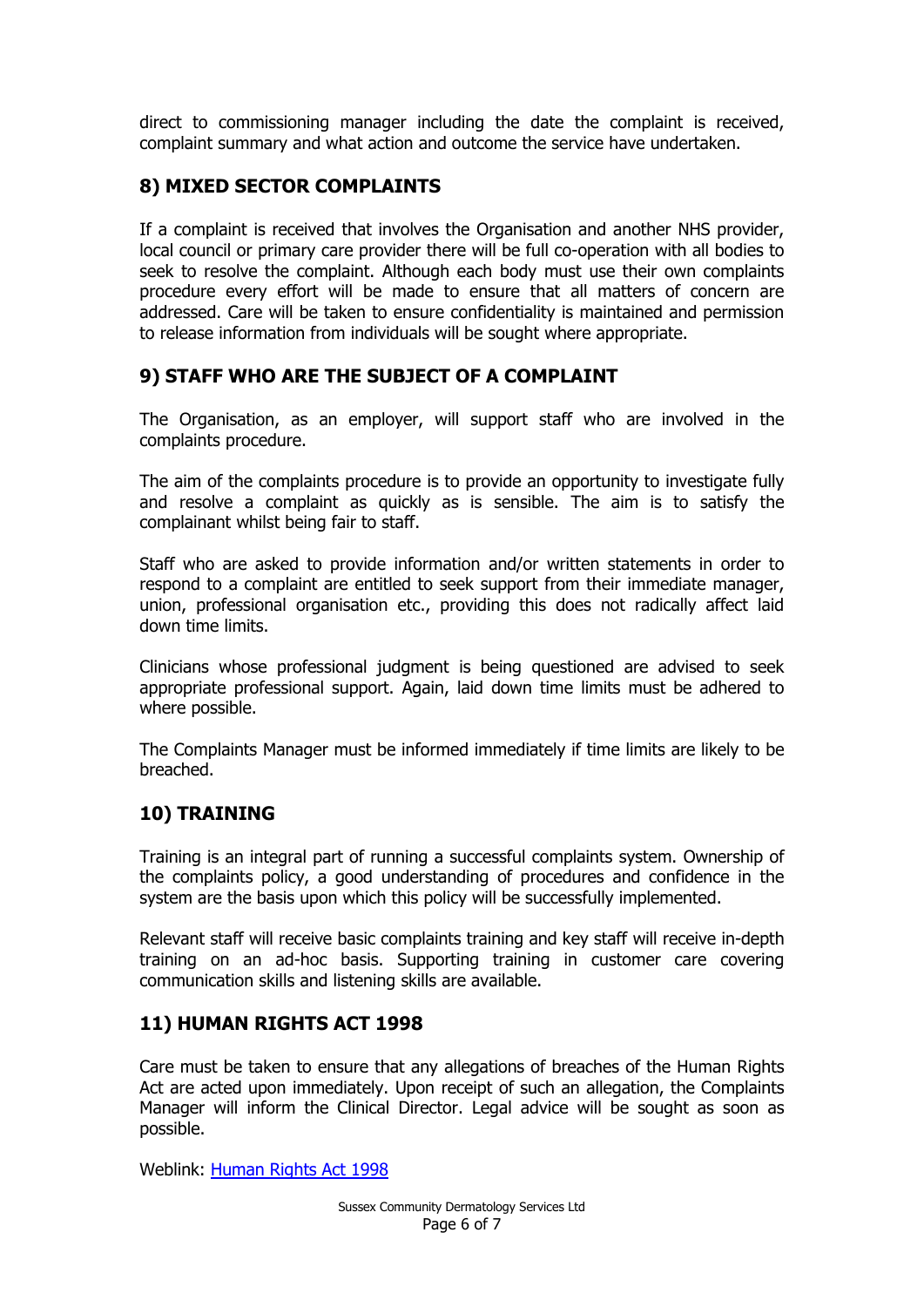direct to commissioning manager including the date the complaint is received, complaint summary and what action and outcome the service have undertaken.

## 8) MIXED SECTOR COMPLAINTS

If a complaint is received that involves the Organisation and another NHS provider, local council or primary care provider there will be full co-operation with all bodies to seek to resolve the complaint. Although each body must use their own complaints procedure every effort will be made to ensure that all matters of concern are addressed. Care will be taken to ensure confidentiality is maintained and permission to release information from individuals will be sought where appropriate.

## 9) STAFF WHO ARE THE SUBJECT OF A COMPLAINT

The Organisation, as an employer, will support staff who are involved in the complaints procedure.

The aim of the complaints procedure is to provide an opportunity to investigate fully and resolve a complaint as quickly as is sensible. The aim is to satisfy the complainant whilst being fair to staff.

Staff who are asked to provide information and/or written statements in order to respond to a complaint are entitled to seek support from their immediate manager, union, professional organisation etc., providing this does not radically affect laid down time limits.

Clinicians whose professional judgment is being questioned are advised to seek appropriate professional support. Again, laid down time limits must be adhered to where possible.

The Complaints Manager must be informed immediately if time limits are likely to be breached.

## 10) TRAINING

Training is an integral part of running a successful complaints system. Ownership of the complaints policy, a good understanding of procedures and confidence in the system are the basis upon which this policy will be successfully implemented.

Relevant staff will receive basic complaints training and key staff will receive in-depth training on an ad-hoc basis. Supporting training in customer care covering communication skills and listening skills are available.

## 11) HUMAN RIGHTS ACT 1998

Care must be taken to ensure that any allegations of breaches of the Human Rights Act are acted upon immediately. Upon receipt of such an allegation, the Complaints Manager will inform the Clinical Director. Legal advice will be sought as soon as possible.

Weblink: Human Rights Act 1998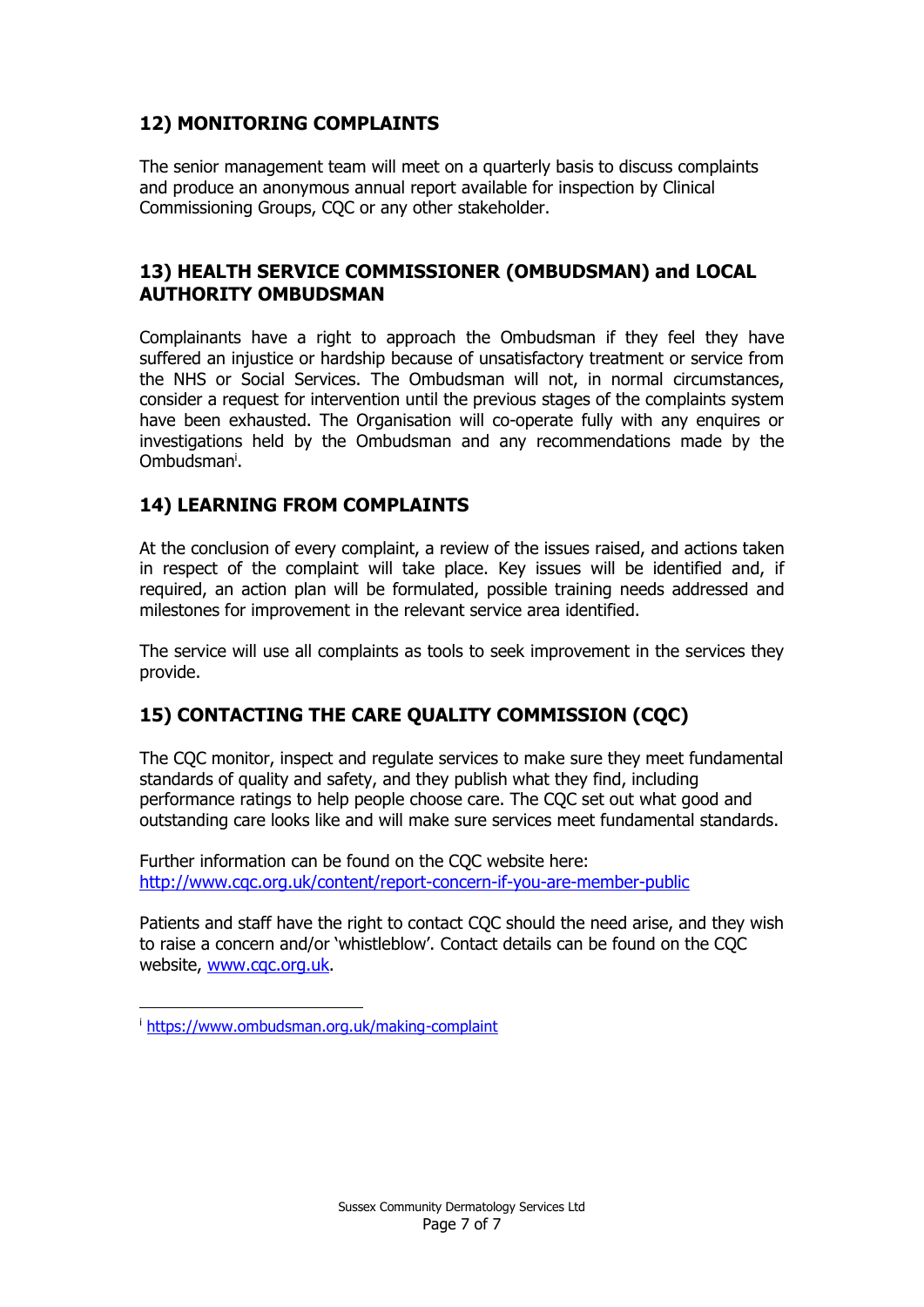## 12) MONITORING COMPLAINTS

The senior management team will meet on a quarterly basis to discuss complaints and produce an anonymous annual report available for inspection by Clinical Commissioning Groups, CQC or any other stakeholder.

## 13) HEALTH SERVICE COMMISSIONER (OMBUDSMAN) and LOCAL AUTHORITY OMBUDSMAN

Complainants have a right to approach the Ombudsman if they feel they have suffered an injustice or hardship because of unsatisfactory treatment or service from the NHS or Social Services. The Ombudsman will not, in normal circumstances, consider a request for intervention until the previous stages of the complaints system have been exhausted. The Organisation will co-operate fully with any enquires or investigations held by the Ombudsman and any recommendations made by the Ombudsman[i].

## 14) LEARNING FROM COMPLAINTS

At the conclusion of every complaint, a review of the issues raised, and actions taken in respect of the complaint will take place. Key issues will be identified and, if required, an action plan will be formulated, possible training needs addressed and milestones for improvement in the relevant service area identified.

The service will use all complaints as tools to seek improvement in the services they provide.

## 15) CONTACTING THE CARE QUALITY COMMISSION (CQC)

The CQC monitor, inspect and regulate services to make sure they meet fundamental standards of quality and safety, and they publish what they find, including performance ratings to help people choose care. The CQC set out what good and outstanding care looks like and will make sure services meet fundamental standards.

Further information can be found on the CQC website here: http://www.cqc.org.uk/content/report-concern-if-you-are-member-public

Patients and staff have the right to contact CQC should the need arise, and they wish to raise a concern and/or 'whistleblow'. Contact details can be found on the CQC website, www.cqc.org.uk.

---

[i] https://www.ombudsman.org.uk/making-complaint